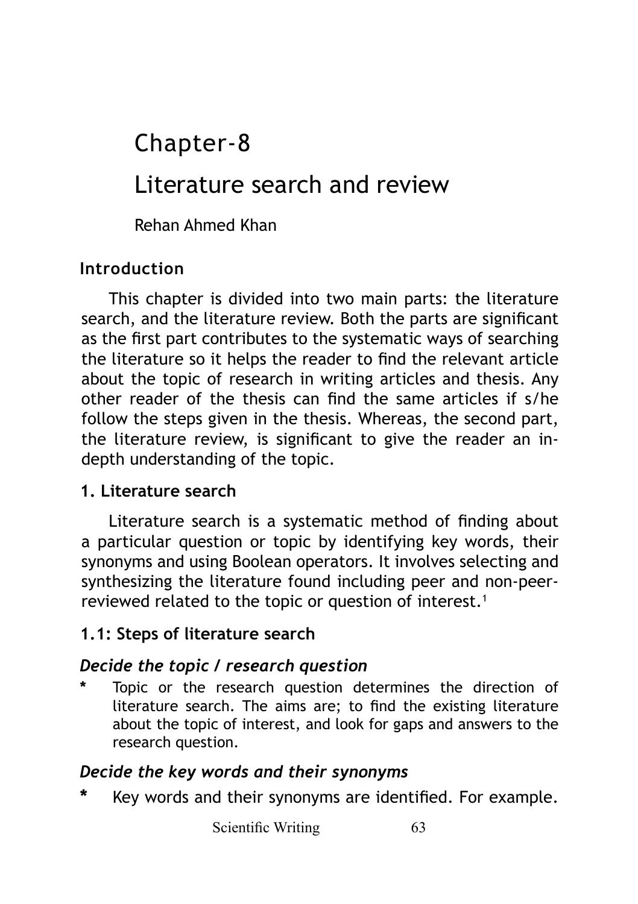# Chapter-8

# Literature search and review

Rehan Ahmed Khan

## Introduction

This chapter is divided into two main parts: the literature search, and the literature review. Both the parts are significant as the first part contributes to the systematic ways of searching the literature so it helps the reader to find the relevant article about the topic of research in writing articles and thesis. Any other reader of the thesis can find the same articles if s/he follow the steps given in the thesis. Whereas, the second part, the literature review, is significant to give the reader an in-depth understanding of the topic.

## 1. Literature search

Literature search is a systematic method of finding about a particular question or topic by identifying key words, their synonyms and using Boolean operators. It involves selecting and synthesizing the literature found including peer and non-peer-reviewed related to the topic or question of interest.[1]

### 1.1: Steps of literature search

#### *Decide the topic / research question*

* Topic or the research question determines the direction of literature search. The aims are; to find the existing literature about the topic of interest, and look for gaps and answers to the research question.

#### *Decide the key words and their synonyms*

* Key words and their synonyms are identified. For example.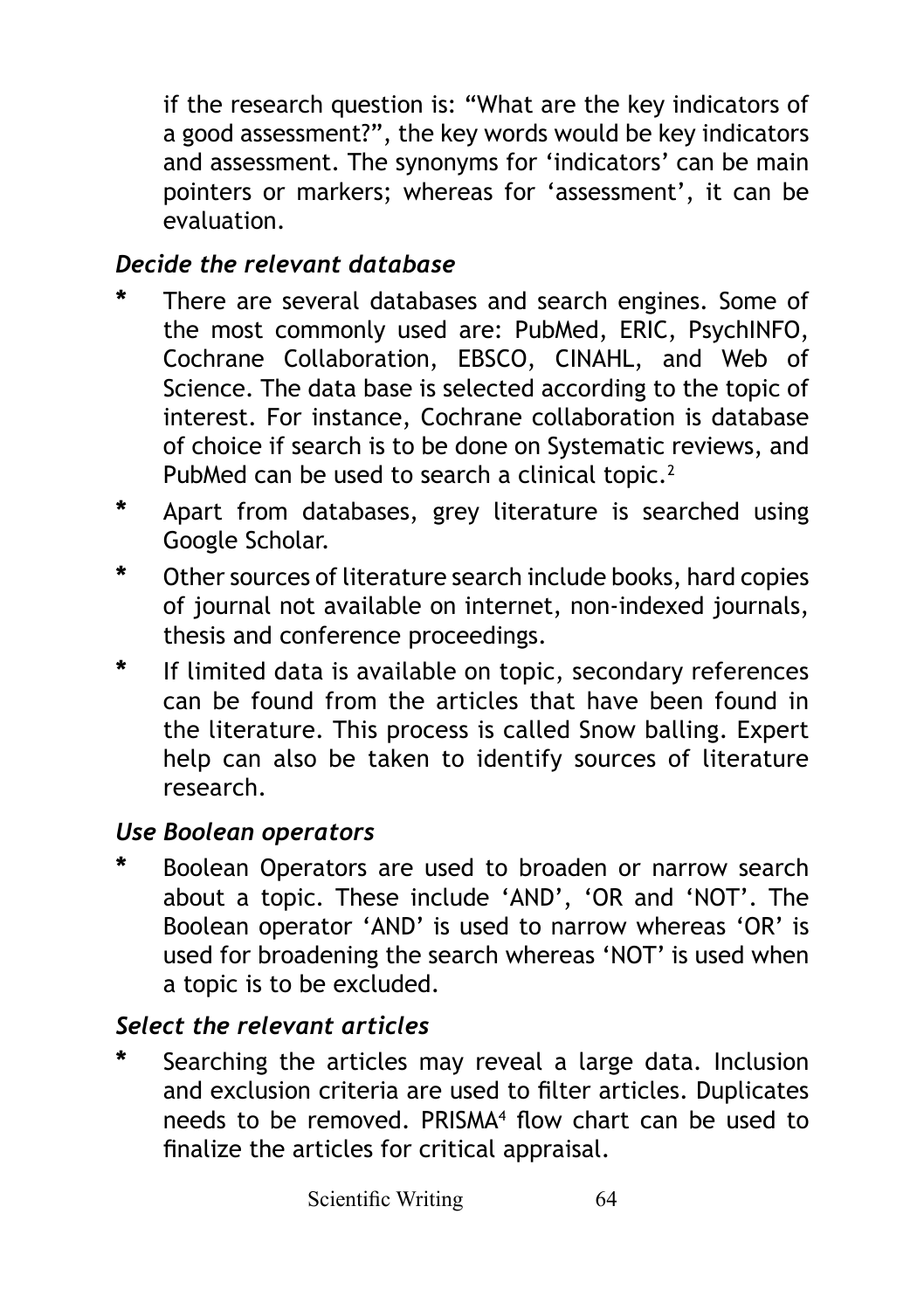if the research question is: “What are the key indicators of a good assessment?”, the key words would be key indicators and assessment. The synonyms for ‘indicators’ can be main pointers or markers; whereas for ‘assessment’, it can be evaluation.

### *Decide the relevant database*

* There are several databases and search engines. Some of the most commonly used are: PubMed, ERIC, PsychINFO, Cochrane Collaboration, EBSCO, CINAHL, and Web of Science. The data base is selected according to the topic of interest. For instance, Cochrane collaboration is database of choice if search is to be done on Systematic reviews, and PubMed can be used to search a clinical topic.[2]
* Apart from databases, grey literature is searched using Google Scholar.
* Other sources of literature search include books, hard copies of journal not available on internet, non-indexed journals, thesis and conference proceedings.
* If limited data is available on topic, secondary references can be found from the articles that have been found in the literature. This process is called Snow balling. Expert help can also be taken to identify sources of literature research.

### *Use Boolean operators*

* Boolean Operators are used to broaden or narrow search about a topic. These include ‘AND’, ‘OR and ‘NOT’. The Boolean operator ‘AND’ is used to narrow whereas ‘OR’ is used for broadening the search whereas ‘NOT’ is used when a topic is to be excluded.

### *Select the relevant articles*

* Searching the articles may reveal a large data. Inclusion and exclusion criteria are used to filter articles. Duplicates needs to be removed. PRISMA[4] flow chart can be used to finalize the articles for critical appraisal.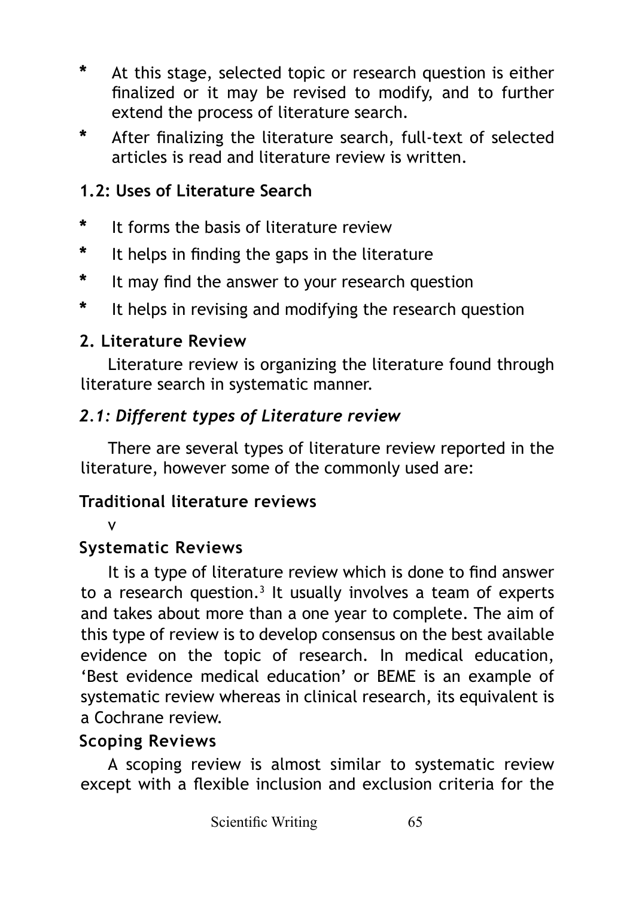* At this stage, selected topic or research question is either finalized or it may be revised to modify, and to further extend the process of literature search.
* After finalizing the literature search, full-text of selected articles is read and literature review is written.

### 1.2: Uses of Literature Search

* It forms the basis of literature review
* It helps in finding the gaps in the literature
* It may find the answer to your research question
* It helps in revising and modifying the research question

## 2. Literature Review

Literature review is organizing the literature found through literature search in systematic manner.

### *2.1: Different types of Literature review*

There are several types of literature review reported in the literature, however some of the commonly used are:

**Traditional literature reviews**

v

**Systematic Reviews**

It is a type of literature review which is done to find answer to a research question.[3] It usually involves a team of experts and takes about more than a one year to complete. The aim of this type of review is to develop consensus on the best available evidence on the topic of research. In medical education, 'Best evidence medical education' or BEME is an example of systematic review whereas in clinical research, its equivalent is a Cochrane review.

**Scoping Reviews**

A scoping review is almost similar to systematic review except with a flexible inclusion and exclusion criteria for the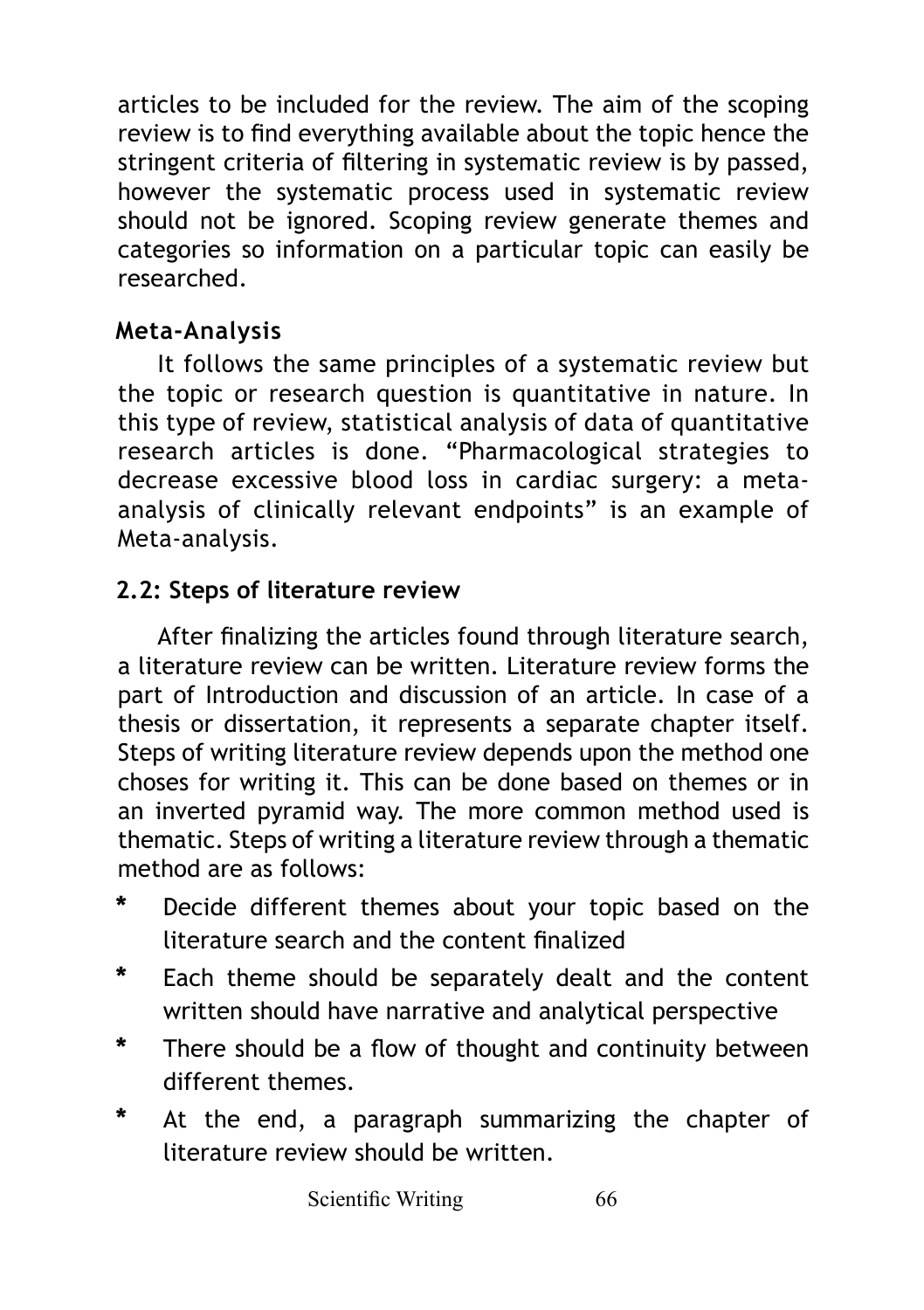articles to be included for the review. The aim of the scoping review is to find everything available about the topic hence the stringent criteria of filtering in systematic review is by passed, however the systematic process used in systematic review should not be ignored. Scoping review generate themes and categories so information on a particular topic can easily be researched.

### Meta-Analysis

It follows the same principles of a systematic review but the topic or research question is quantitative in nature. In this type of review, statistical analysis of data of quantitative research articles is done. "Pharmacological strategies to decrease excessive blood loss in cardiac surgery: a meta-analysis of clinically relevant endpoints" is an example of Meta-analysis.

## 2.2: Steps of literature review

After finalizing the articles found through literature search, a literature review can be written. Literature review forms the part of Introduction and discussion of an article. In case of a thesis or dissertation, it represents a separate chapter itself. Steps of writing literature review depends upon the method one choses for writing it. This can be done based on themes or in an inverted pyramid way. The more common method used is thematic. Steps of writing a literature review through a thematic method are as follows:

* Decide different themes about your topic based on the literature search and the content finalized
* Each theme should be separately dealt and the content written should have narrative and analytical perspective
* There should be a flow of thought and continuity between different themes.
* At the end, a paragraph summarizing the chapter of literature review should be written.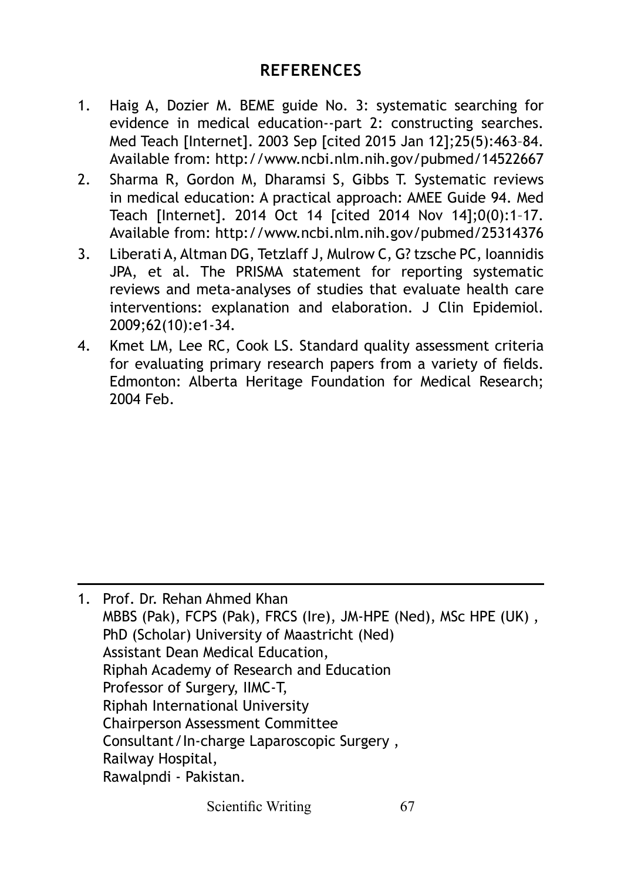## REFERENCES

1. Haig A, Dozier M. BEME guide No. 3: systematic searching for evidence in medical education--part 2: constructing searches. Med Teach [Internet]. 2003 Sep [cited 2015 Jan 12];25(5):463–84. Available from: http://www.ncbi.nlm.nih.gov/pubmed/14522667
2. Sharma R, Gordon M, Dharamsi S, Gibbs T. Systematic reviews in medical education: A practical approach: AMEE Guide 94. Med Teach [Internet]. 2014 Oct 14 [cited 2014 Nov 14];0(0):1–17. Available from: http://www.ncbi.nlm.nih.gov/pubmed/25314376
3. Liberati A, Altman DG, Tetzlaff J, Mulrow C, G? tzsche PC, Ioannidis JPA, et al. The PRISMA statement for reporting systematic reviews and meta-analyses of studies that evaluate health care interventions: explanation and elaboration. J Clin Epidemiol. 2009;62(10):e1-34.
4. Kmet LM, Lee RC, Cook LS. Standard quality assessment criteria for evaluating primary research papers from a variety of fields. Edmonton: Alberta Heritage Foundation for Medical Research; 2004 Feb.

---

1. Prof. Dr. Rehan Ahmed Khan
   MBBS (Pak), FCPS (Pak), FRCS (Ire), JM-HPE (Ned), MSc HPE (UK) , PhD (Scholar) University of Maastricht (Ned)
   Assistant Dean Medical Education,
   Riphah Academy of Research and Education
   Professor of Surgery, IIMC-T,
   Riphah International University
   Chairperson Assessment Committee
   Consultant/In-charge Laparoscopic Surgery ,
   Railway Hospital,
   Rawalpndi - Pakistan.